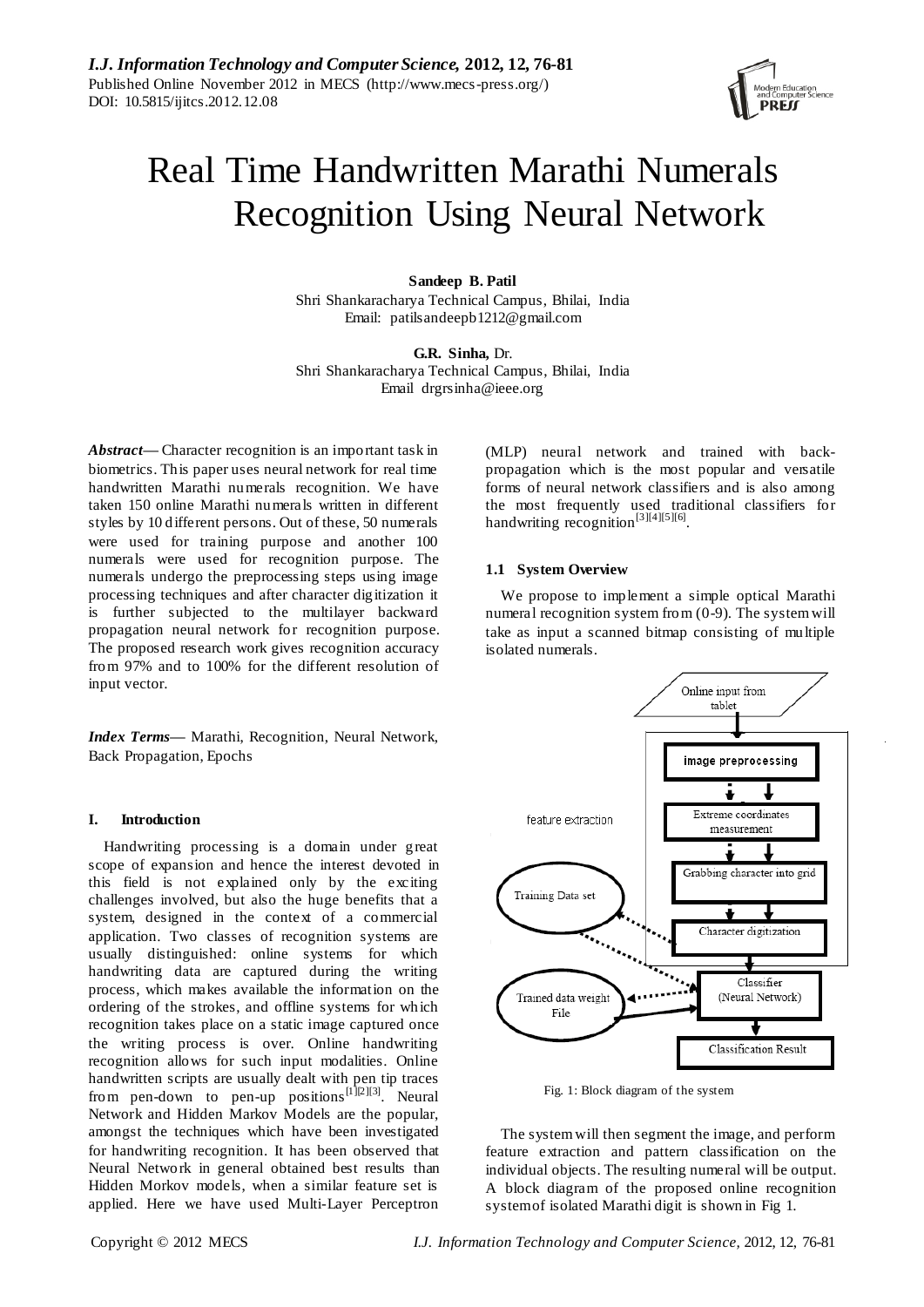# Real Time Handwritten Marathi Numerals Recognition Using Neural Network

**Sandeep B. Patil**
Shri Shankaracharya Technical Campus, Bhilai, India
Email: patilsandeepb1212@gmail.com

**G.R. Sinha,** Dr.
Shri Shankaracharya Technical Campus, Bhilai, India
Email drgrsinha@ieee.org

***Abstract*— Character recognition is an important task in biometrics. This paper uses neural network for real time handwritten Marathi numerals recognition. We have taken 150 online Marathi numerals written in different styles by 10 different persons. Out of these, 50 numerals were used for training purpose and another 100 numerals were used for recognition purpose. The numerals undergo the preprocessing steps using image processing techniques and after character digitization it is further subjected to the multilayer backward propagation neural network for recognition purpose. The proposed research work gives recognition accuracy from 97% and to 100% for the different resolution of input vector.**

***Index Terms*— Marathi, Recognition, Neural Network, Back Propagation, Epochs**

## I. Introduction

Handwriting processing is a domain under great scope of expansion and hence the interest devoted in this field is not explained only by the exciting challenges involved, but also the huge benefits that a system, designed in the context of a commercial application. Two classes of recognition systems are usually distinguished: online systems for which handwriting data are captured during the writing process, which makes available the information on the ordering of the strokes, and offline systems for which recognition takes place on a static image captured once the writing process is over. Online handwriting recognition allows for such input modalities. Online handwritten scripts are usually dealt with pen tip traces from pen-down to pen-up positions[1][2][3]. Neural Network and Hidden Markov Models are the popular, amongst the techniques which have been investigated for handwriting recognition. It has been observed that Neural Network in general obtained best results than Hidden Morkov models, when a similar feature set is applied. Here we have used Multi-Layer Perceptron (MLP) neural network and trained with back-propagation which is the most popular and versatile forms of neural network classifiers and is also among the most frequently used traditional classifiers for handwriting recognition[3][4][5][6].

### 1.1 System Overview

We propose to implement a simple optical Marathi numeral recognition system from (0-9). The system will take as input a scanned bitmap consisting of multiple isolated numerals.

Fig. 1: Block diagram of the system

The system will then segment the image, and perform feature extraction and pattern classification on the individual objects. The resulting numeral will be output. A block diagram of the proposed online recognition system of isolated Marathi digit is shown in Fig 1.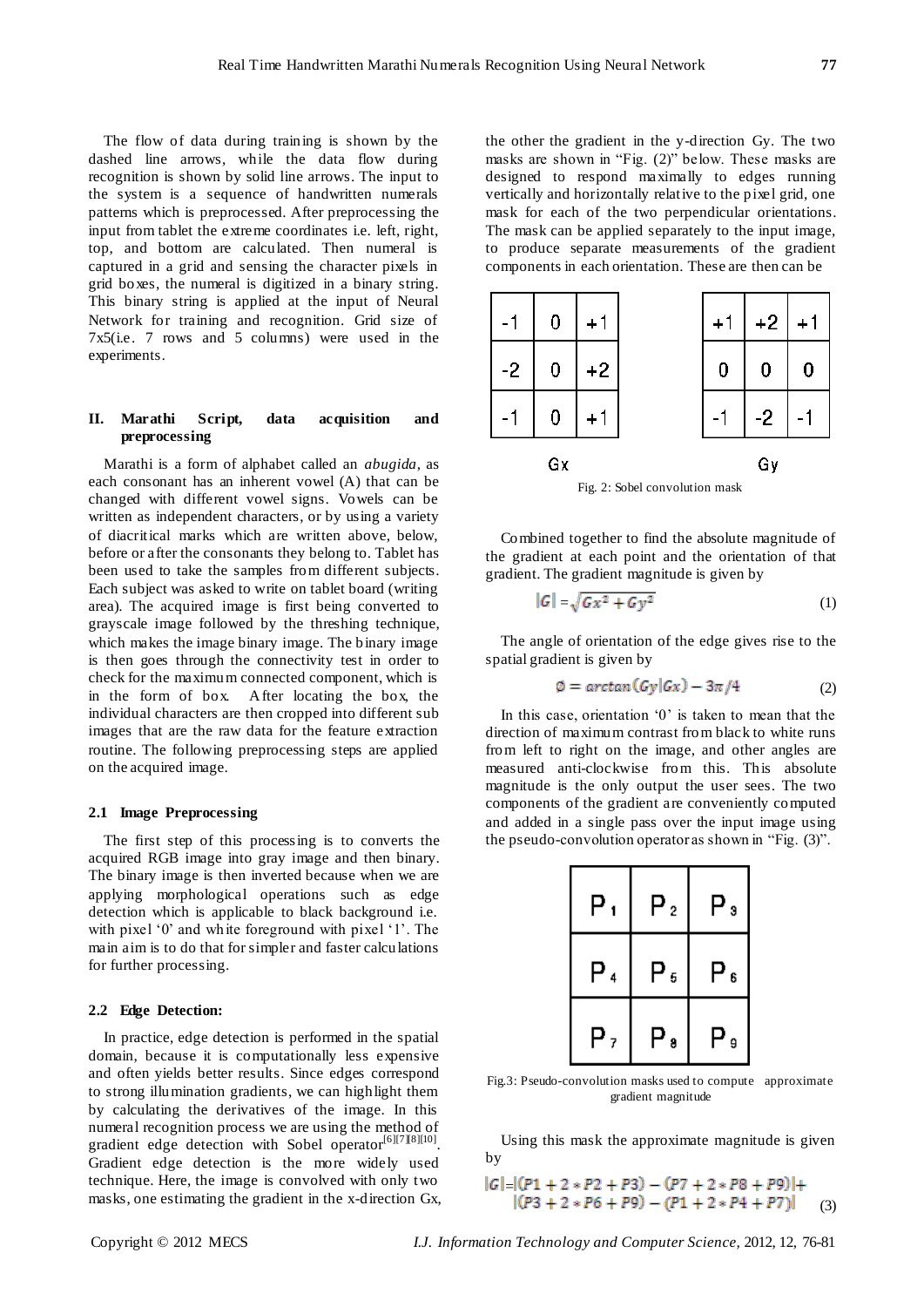The flow of data during training is shown by the dashed line arrows, while the data flow during recognition is shown by solid line arrows. The input to the system is a sequence of handwritten numerals patterns which is preprocessed. After preprocessing the input from tablet the extreme coordinates i.e. left, right, top, and bottom are calculated. Then numeral is captured in a grid and sensing the character pixels in grid boxes, the numeral is digitized in a binary string. This binary string is applied at the input of Neural Network for training and recognition. Grid size of 7x5(i.e. 7 rows and 5 columns) were used in the experiments.

## II. Marathi Script, data acquisition and preprocessing

Marathi is a form of alphabet called an *abugida*, as each consonant has an inherent vowel (A) that can be changed with different vowel signs. Vowels can be written as independent characters, or by using a variety of diacritical marks which are written above, below, before or after the consonants they belong to. Tablet has been used to take the samples from different subjects. Each subject was asked to write on tablet board (writing area). The acquired image is first being converted to grayscale image followed by the threshing technique, which makes the image binary image. The binary image is then goes through the connectivity test in order to check for the maximum connected component, which is in the form of box. After locating the box, the individual characters are then cropped into different sub images that are the raw data for the feature extraction routine. The following preprocessing steps are applied on the acquired image.

### 2.1 Image Preprocessing

The first step of this processing is to converts the acquired RGB image into gray image and then binary. The binary image is then inverted because when we are applying morphological operations such as edge detection which is applicable to black background i.e. with pixel '0' and white foreground with pixel '1'. The main aim is to do that for simpler and faster calculations for further processing.

### 2.2 Edge Detection:

In practice, edge detection is performed in the spatial domain, because it is computationally less expensive and often yields better results. Since edges correspond to strong illumination gradients, we can highlight them by calculating the derivatives of the image. In this numeral recognition process we are using the method of gradient edge detection with Sobel operator[6][7][8][10]. Gradient edge detection is the more widely used technique. Here, the image is convolved with only two masks, one estimating the gradient in the x-direction Gx, the other the gradient in the y-direction Gy. The two masks are shown in "Fig. (2)" below. These masks are designed to respond maximally to edges running vertically and horizontally relative to the pixel grid, one mask for each of the two perpendicular orientations. The mask can be applied separately to the input image, to produce separate measurements of the gradient components in each orientation. These are then can be

Gx:

| | | |
|---|---|---|
| -1 | 0 | +1 |
| -2 | 0 | +2 |
| -1 | 0 | +1 |

Gy:

| | | |
|---|---|---|
| +1 | +2 | +1 |
| 0 | 0 | 0 |
| -1 | -2 | -1 |

Fig. 2: Sobel convolution mask

Combined together to find the absolute magnitude of the gradient at each point and the orientation of that gradient. The gradient magnitude is given by

$$|G| = \sqrt{Gx^2 + Gy^2} \quad (1)$$

The angle of orientation of the edge gives rise to the spatial gradient is given by

$$\emptyset = arctan(Gy|Gx) - 3\pi/4 \quad (2)$$

In this case, orientation '0' is taken to mean that the direction of maximum contrast from black to white runs from left to right on the image, and other angles are measured anti-clockwise from this. This absolute magnitude is the only output the user sees. The two components of the gradient are conveniently computed and added in a single pass over the input image using the pseudo-convolution operator as shown in "Fig. (3)".

| | | |
|---|---|---|
| $P_1$ | $P_2$ | $P_3$ |
| $P_4$ | $P_5$ | $P_6$ |
| $P_7$ | $P_8$ | $P_9$ |

Fig.3: Pseudo-convolution masks used to compute approximate gradient magnitude

Using this mask the approximate magnitude is given by

$$|G| = |(P1 + 2*P2 + P3) - (P7 + 2*P8 + P9)| + |(P3 + 2*P6 + P9) - (P1 + 2*P4 + P7)| \quad (3)$$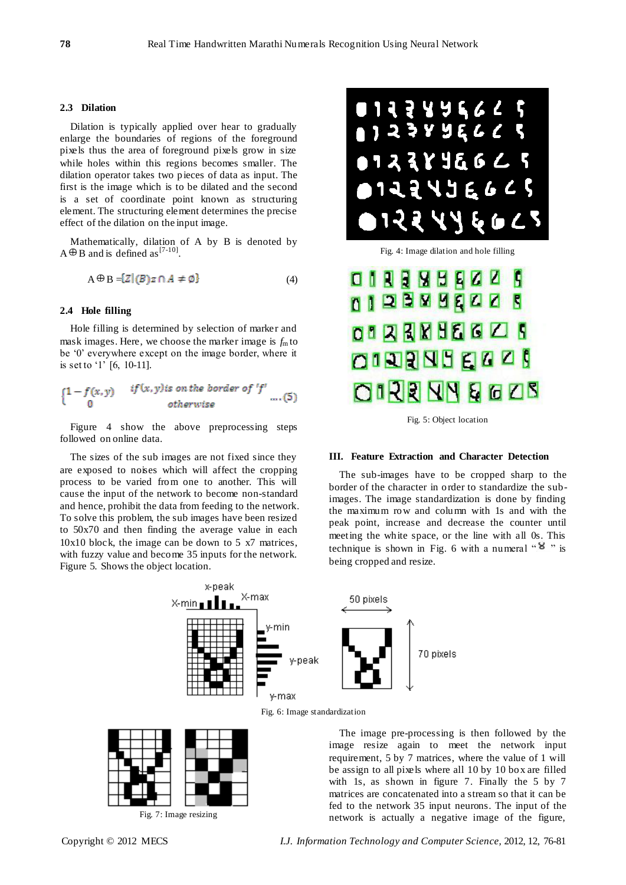### 2.3 Dilation

Dilation is typically applied over hear to gradually enlarge the boundaries of regions of the foreground pixels thus the area of foreground pixels grow in size while holes within this regions becomes smaller. The dilation operator takes two pieces of data as input. The first is the image which is to be dilated and the second is a set of coordinate point known as structuring element. The structuring element determines the precise effect of the dilation on the input image.

Mathematically, dilation of A by B is denoted by $A \oplus B$ and is defined as[7-10].

$$A \oplus B = \{Z \mid (\hat{B})_Z \cap A \neq \emptyset\} \quad (4)$$

### 2.4 Hole filling

Hole filling is determined by selection of marker and mask images. Here, we choose the marker image is $f_m$ to be '0' everywhere except on the image border, where it is set to '1' [6, 10-11].

$$\begin{cases} 1 - f(x,y) & \text{if } (x,y) \text{ is on the border of 'f'} \\ 0 & \text{otherwise} \end{cases} \quad \text{....(5)}$$

Figure 4 show the above preprocessing steps followed on online data.

The sizes of the sub images are not fixed since they are exposed to noises which will affect the cropping process to be varied from one to another. This will cause the input of the network to become non-standard and hence, prohibit the data from feeding to the network. To solve this problem, the sub images have been resized to 50x70 and then finding the average value in each 10x10 block, the image can be down to 5 x7 matrices, with fuzzy value and become 35 inputs for the network. Figure 5. Shows the object location.

Fig. 4: Image dilation and hole filling

Fig. 5: Object location

## III. Feature Extraction and Character Detection

The sub-images have to be cropped sharp to the border of the character in order to standardize the sub-images. The image standardization is done by finding the maximum row and column with 1s and with the peak point, increase and decrease the counter until meeting the white space, or the line with all 0s. This technique is shown in Fig. 6 with a numeral "४" is being cropped and resize.

Fig. 6: Image standardization

Fig. 7: Image resizing

The image pre-processing is then followed by the image resize again to meet the network input requirement, 5 by 7 matrices, where the value of 1 will be assign to all pixels where all 10 by 10 box are filled with 1s, as shown in figure 7. Finally the 5 by 7 matrices are concatenated into a stream so that it can be fed to the network 35 input neurons. The input of the network is actually a negative image of the figure,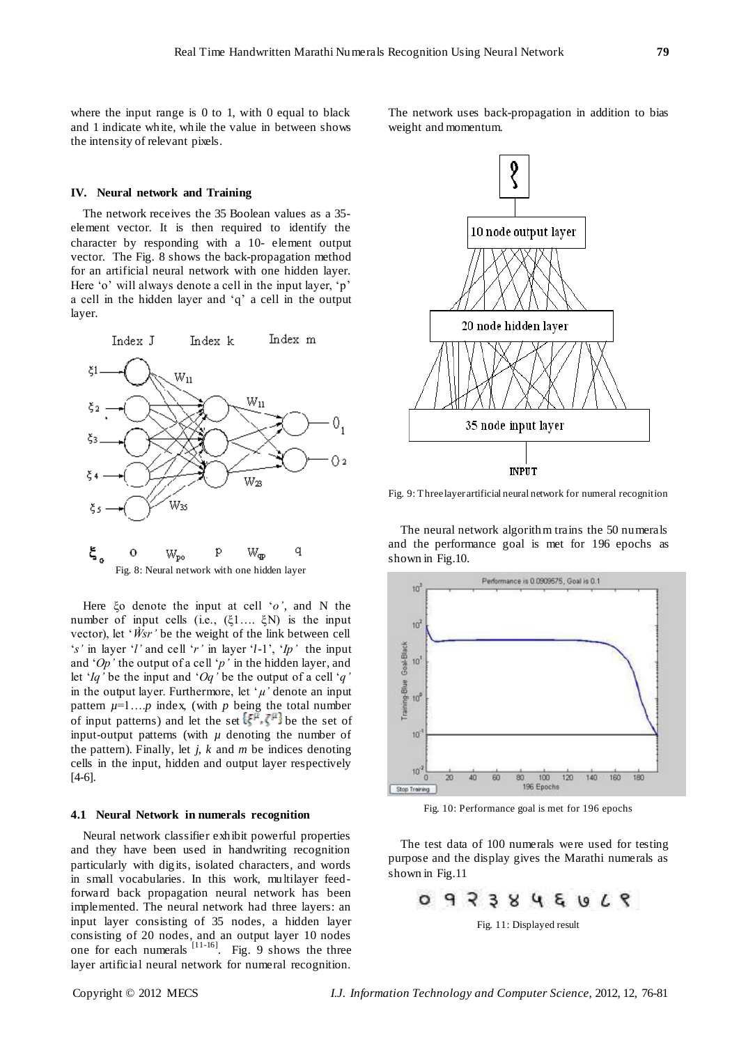where the input range is 0 to 1, with 0 equal to black and 1 indicate white, while the value in between shows the intensity of relevant pixels.

### IV. Neural network and Training

The network receives the 35 Boolean values as a 35-element vector. It is then required to identify the character by responding with a 10- element output vector. The Fig. 8 shows the back-propagation method for an artificial neural network with one hidden layer. Here 'o' will always denote a cell in the input layer, 'p' a cell in the hidden layer and 'q' a cell in the output layer.

Fig. 8: Neural network with one hidden layer

Here $\xi o$ denote the input at cell '*o'*, and N the number of input cells (i.e., ($\xi 1 \ldots \xi N$) is the input vector), let '$\dot{W}sr$' be the weight of the link between cell '*s'* in layer '*l'* and cell '*r'* in layer '*l*-1', '*Ip'* the input and '*Op'* the output of a cell '*p'* in the hidden layer, and let '*Iq'* be the input and '*Oq'* be the output of a cell '*q'* in the output layer. Furthermore, let '$\mu$' denote an input pattern $\mu$=1….*p* index, (with *p* being the total number of input patterns) and let the set $\{\xi^{\mu}, \zeta^{\mu}\}$ be the set of input-output patterns (with $\mu$ denoting the number of the pattern). Finally, let *j*, *k* and *m* be indices denoting cells in the input, hidden and output layer respectively [4-6].

#### 4.1 Neural Network in numerals recognition

Neural network classifier exhibit powerful properties and they have been used in handwriting recognition particularly with digits, isolated characters, and words in small vocabularies. In this work, multilayer feed-forward back propagation neural network has been implemented. The neural network had three layers: an input layer consisting of 35 nodes, a hidden layer consisting of 20 nodes, and an output layer 10 nodes one for each numerals [11-16]. Fig. 9 shows the three layer artificial neural network for numeral recognition. The network uses back-propagation in addition to bias weight and momentum.

Fig. 9: Three layer artificial neural network for numeral recognition

The neural network algorithm trains the 50 numerals and the performance goal is met for 196 epochs as shown in Fig.10.

Fig. 10: Performance goal is met for 196 epochs

The test data of 100 numerals were used for testing purpose and the display gives the Marathi numerals as shown in Fig.11

Fig. 11: Displayed result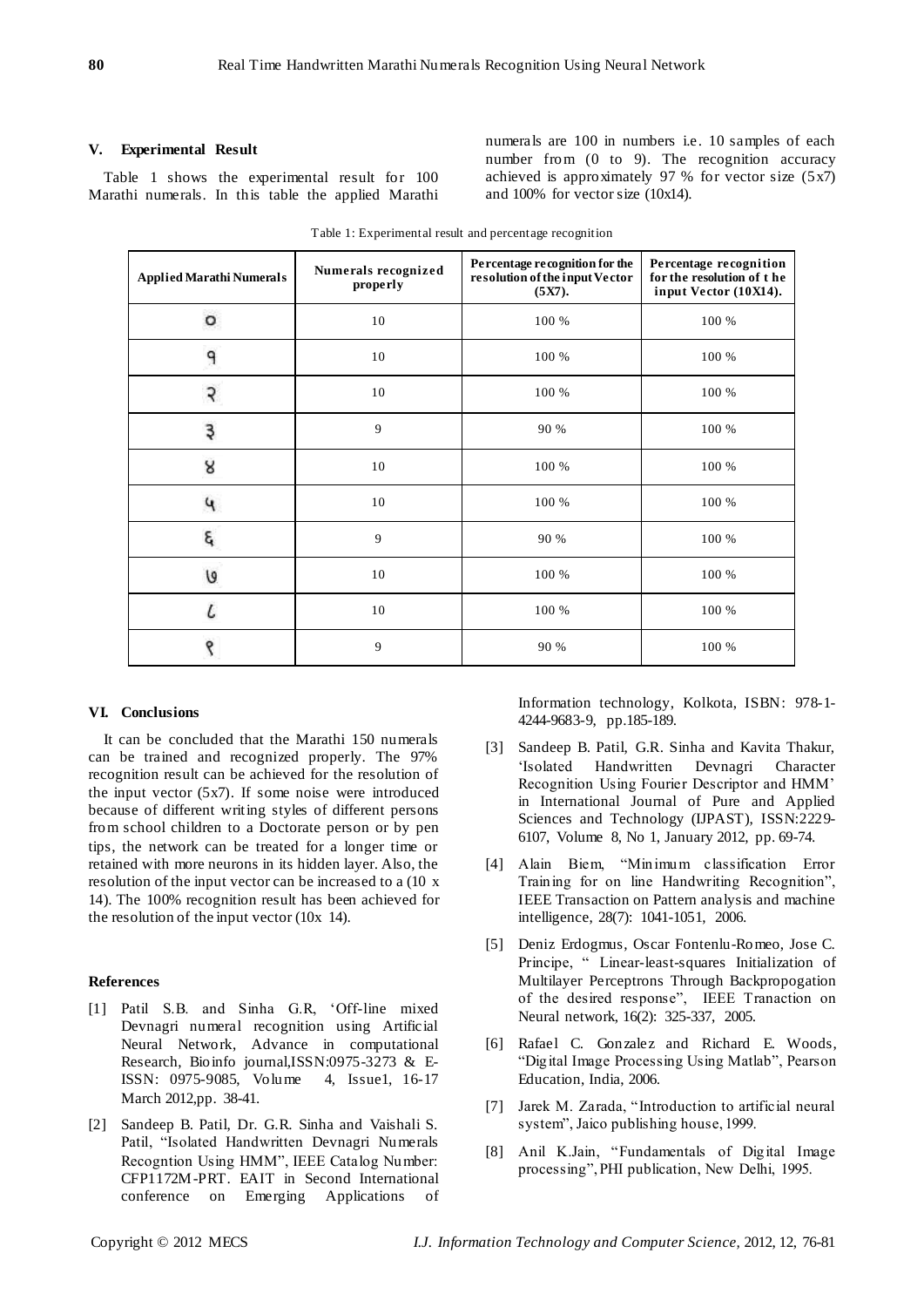## V. Experimental Result

Table 1 shows the experimental result for 100 Marathi numerals. In this table the applied Marathi numerals are 100 in numbers i.e. 10 samples of each number from (0 to 9). The recognition accuracy achieved is approximately 97 % for vector size (5x7) and 100% for vector size (10x14).

Table 1: Experimental result and percentage recognition

| Applied Marathi Numerals | Numerals recognized properly | Percentage recognition for the resolution of the input Vector (5X7). | Percentage recognition for the resolution of the input Vector (10X14). |
| --- | --- | --- | --- |
| ० | 10 | 100 % | 100 % |
| १ | 10 | 100 % | 100 % |
| २ | 10 | 100 % | 100 % |
| ३ | 9 | 90 % | 100 % |
| ४ | 10 | 100 % | 100 % |
| ५ | 10 | 100 % | 100 % |
| ६ | 9 | 90 % | 100 % |
| ७ | 10 | 100 % | 100 % |
| ८ | 10 | 100 % | 100 % |
| ९ | 9 | 90 % | 100 % |

## VI. Conclusions

It can be concluded that the Marathi 150 numerals can be trained and recognized properly. The 97% recognition result can be achieved for the resolution of the input vector (5x7). If some noise were introduced because of different writing styles of different persons from school children to a Doctorate person or by pen tips, the network can be treated for a longer time or retained with more neurons in its hidden layer. Also, the resolution of the input vector can be increased to a (10 x 14). The 100% recognition result has been achieved for the resolution of the input vector (10x 14).

## References

[1] Patil S.B. and Sinha G.R, 'Off-line mixed Devnagri numeral recognition using Artificial Neural Network, Advance in computational Research, Bioinfo journal,ISSN:0975-3273 & E-ISSN: 0975-9085, Volume 4, Issue1, 16-17 March 2012,pp. 38-41.

[2] Sandeep B. Patil, Dr. G.R. Sinha and Vaishali S. Patil, "Isolated Handwritten Devnagri Numerals Recogntion Using HMM", IEEE Catalog Number: CFP1172M-PRT. EAIT in Second International conference on Emerging Applications of Information technology, Kolkota, ISBN: 978-1-4244-9683-9, pp.185-189.

[3] Sandeep B. Patil, G.R. Sinha and Kavita Thakur, 'Isolated Handwritten Devnagri Character Recognition Using Fourier Descriptor and HMM' in International Journal of Pure and Applied Sciences and Technology (IJPAST), ISSN:2229-6107, Volume 8, No 1, January 2012, pp. 69-74.

[4] Alain Biem, "Minimum classification Error Training for on line Handwriting Recognition", IEEE Transaction on Pattern analysis and machine intelligence, 28(7): 1041-1051, 2006.

[5] Deniz Erdogmus, Oscar Fontenlu-Romeo, Jose C. Principe, " Linear-least-squares Initialization of Multilayer Perceptrons Through Backpropogation of the desired response", IEEE Tranaction on Neural network, 16(2): 325-337, 2005.

[6] Rafael C. Gonzalez and Richard E. Woods, "Digital Image Processing Using Matlab", Pearson Education, India, 2006.

[7] Jarek M. Zarada, "Introduction to artificial neural system", Jaico publishing house, 1999.

[8] Anil K.Jain, "Fundamentals of Digital Image processing", PHI publication, New Delhi, 1995.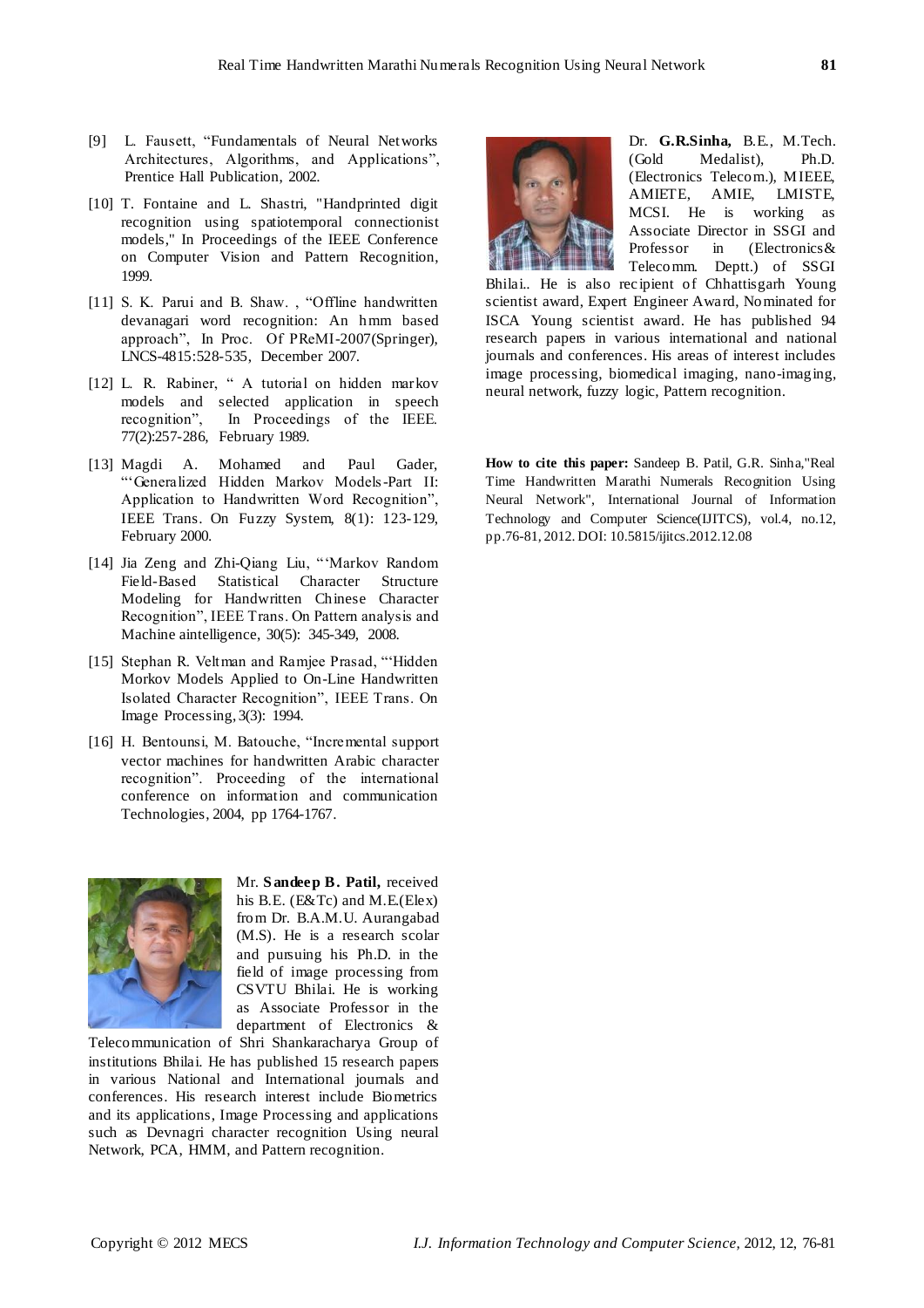[9] L. Fausett, "Fundamentals of Neural Networks Architectures, Algorithms, and Applications", Prentice Hall Publication, 2002.

[10] T. Fontaine and L. Shastri, "Handprinted digit recognition using spatiotemporal connectionist models," In Proceedings of the IEEE Conference on Computer Vision and Pattern Recognition, 1999.

[11] S. K. Parui and B. Shaw. , "Offline handwritten devanagari word recognition: An hmm based approach", In Proc. Of PReMI-2007(Springer), LNCS-4815:528-535, December 2007.

[12] L. R. Rabiner, " A tutorial on hidden markov models and selected application in speech recognition", In Proceedings of the IEEE. 77(2):257-286, February 1989.

[13] Magdi A. Mohamed and Paul Gader, "'Generalized Hidden Markov Models-Part II: Application to Handwritten Word Recognition", IEEE Trans. On Fuzzy System, 8(1): 123-129, February 2000.

[14] Jia Zeng and Zhi-Qiang Liu, "'Markov Random Field-Based Statistical Character Structure Modeling for Handwritten Chinese Character Recognition", IEEE Trans. On Pattern analysis and Machine aintelligence, 30(5): 345-349, 2008.

[15] Stephan R. Veltman and Ramjee Prasad, "'Hidden Morkov Models Applied to On-Line Handwritten Isolated Character Recognition", IEEE Trans. On Image Processing, 3(3): 1994.

[16] H. Bentounsi, M. Batouche, "Incremental support vector machines for handwritten Arabic character recognition". Proceeding of the international conference on information and communication Technologies, 2004, pp 1764-1767.

Mr. **Sandeep B. Patil,** received his B.E. (E&Tc) and M.E.(Elex) from Dr. B.A.M.U. Aurangabad (M.S). He is a research scolar and pursuing his Ph.D. in the field of image processing from CSVTU Bhilai. He is working as Associate Professor in the department of Electronics & Telecommunication of Shri Shankaracharya Group of institutions Bhilai. He has published 15 research papers in various National and International journals and conferences. His research interest include Biometrics and its applications, Image Processing and applications such as Devnagri character recognition Using neural Network, PCA, HMM, and Pattern recognition.

Dr. **G.R.Sinha,** B.E., M.Tech. (Gold Medalist), Ph.D. (Electronics Telecom.), MIEEE, AMIETE, AMIE, LMISTE, MCSI. He is working as Associate Director in SSGI and Professor in (Electronics& Telecomm. Deptt.) of SSGI Bhilai.. He is also recipient of Chhattisgarh Young scientist award, Expert Engineer Award, Nominated for ISCA Young scientist award. He has published 94 research papers in various international and national journals and conferences. His areas of interest includes image processing, biomedical imaging, nano-imaging, neural network, fuzzy logic, Pattern recognition.

**How to cite this paper:** Sandeep B. Patil, G.R. Sinha,"Real Time Handwritten Marathi Numerals Recognition Using Neural Network", International Journal of Information Technology and Computer Science(IJITCS), vol.4, no.12, pp.76-81, 2012. DOI: 10.5815/ijitcs.2012.12.08